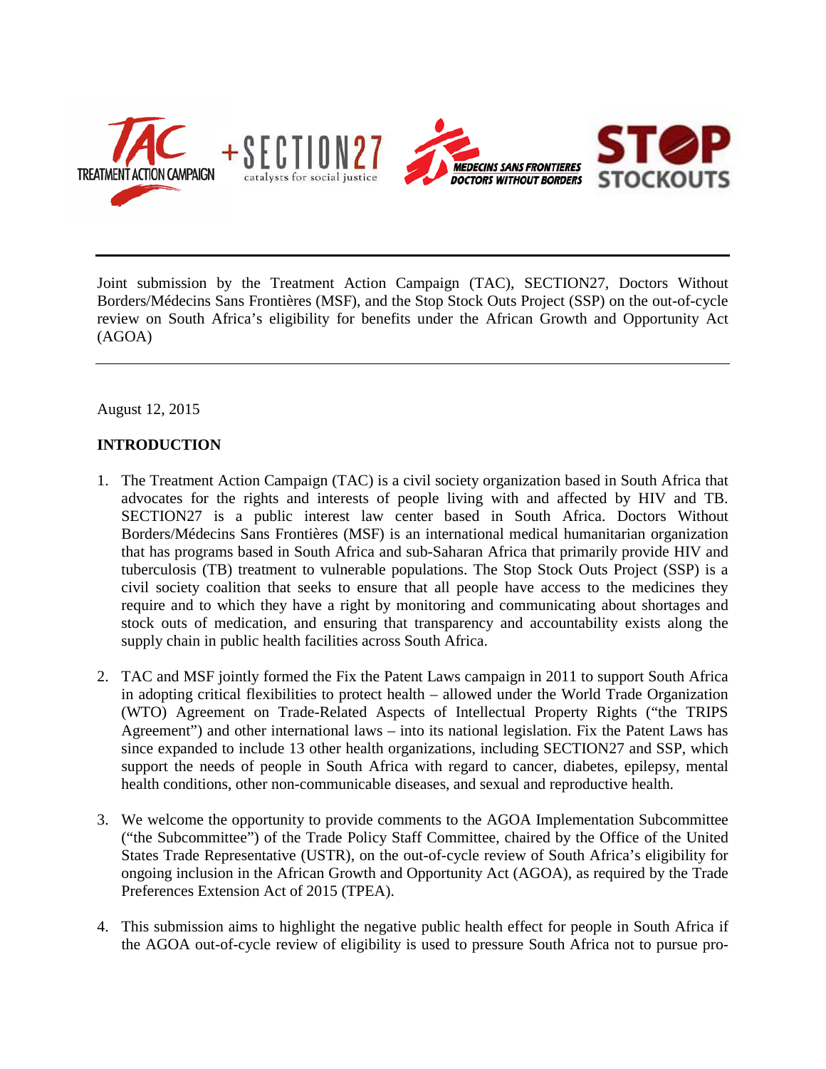Joint submission by the Treatment Action Campaign (TAC), SECTION27, Doctors Without Borders/Médecins Sans Frontières (MSF), and the Stop Stock Outs Project (SSP) on the out-of-cycle review on South Africa's eligibility for benefits under the African Growth and Opportunity Act (AGOA)

August 12, 2015

**INTRODUCTION**

1. The Treatment Action Campaign (TAC) is a civil society organization based in South Africa that advocates for the rights and interests of people living with and affected by HIV and TB. SECTION27 is a public interest law center based in South Africa. Doctors Without Borders/Médecins Sans Frontières (MSF) is an international medical humanitarian organization that has programs based in South Africa and sub-Saharan Africa that primarily provide HIV and tuberculosis (TB) treatment to vulnerable populations. The Stop Stock Outs Project (SSP) is a civil society coalition that seeks to ensure that all people have access to the medicines they require and to which they have a right by monitoring and communicating about shortages and stock outs of medication, and ensuring that transparency and accountability exists along the supply chain in public health facilities across South Africa.

2. TAC and MSF jointly formed the Fix the Patent Laws campaign in 2011 to support South Africa in adopting critical flexibilities to protect health – allowed under the World Trade Organization (WTO) Agreement on Trade-Related Aspects of Intellectual Property Rights ("the TRIPS Agreement") and other international laws – into its national legislation. Fix the Patent Laws has since expanded to include 13 other health organizations, including SECTION27 and SSP, which support the needs of people in South Africa with regard to cancer, diabetes, epilepsy, mental health conditions, other non-communicable diseases, and sexual and reproductive health.

3. We welcome the opportunity to provide comments to the AGOA Implementation Subcommittee ("the Subcommittee") of the Trade Policy Staff Committee, chaired by the Office of the United States Trade Representative (USTR), on the out-of-cycle review of South Africa's eligibility for ongoing inclusion in the African Growth and Opportunity Act (AGOA), as required by the Trade Preferences Extension Act of 2015 (TPEA).

4. This submission aims to highlight the negative public health effect for people in South Africa if the AGOA out-of-cycle review of eligibility is used to pressure South Africa not to pursue pro-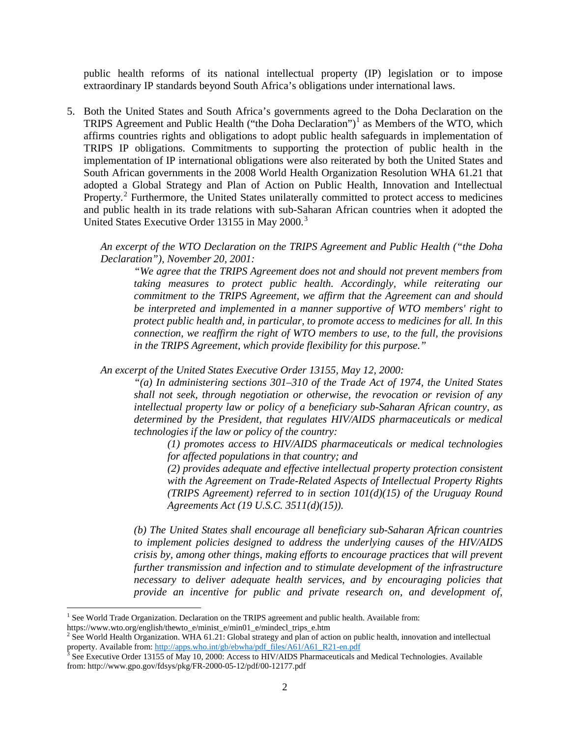public health reforms of its national intellectual property (IP) legislation or to impose extraordinary IP standards beyond South Africa's obligations under international laws.

5. Both the United States and South Africa's governments agreed to the Doha Declaration on the TRIPS Agreement and Public Health ("the Doha Declaration")[1] as Members of the WTO, which affirms countries rights and obligations to adopt public health safeguards in implementation of TRIPS IP obligations. Commitments to supporting the protection of public health in the implementation of IP international obligations were also reiterated by both the United States and South African governments in the 2008 World Health Organization Resolution WHA 61.21 that adopted a Global Strategy and Plan of Action on Public Health, Innovation and Intellectual Property.[2] Furthermore, the United States unilaterally committed to protect access to medicines and public health in its trade relations with sub-Saharan African countries when it adopted the United States Executive Order 13155 in May 2000.[3]

   *An excerpt of the WTO Declaration on the TRIPS Agreement and Public Health ("the Doha Declaration"), November 20, 2001:*

   > *"We agree that the TRIPS Agreement does not and should not prevent members from taking measures to protect public health. Accordingly, while reiterating our commitment to the TRIPS Agreement, we affirm that the Agreement can and should be interpreted and implemented in a manner supportive of WTO members' right to protect public health and, in particular, to promote access to medicines for all. In this connection, we reaffirm the right of WTO members to use, to the full, the provisions in the TRIPS Agreement, which provide flexibility for this purpose."*

   *An excerpt of the United States Executive Order 13155, May 12, 2000:*

   > *"(a) In administering sections 301–310 of the Trade Act of 1974, the United States shall not seek, through negotiation or otherwise, the revocation or revision of any intellectual property law or policy of a beneficiary sub-Saharan African country, as determined by the President, that regulates HIV/AIDS pharmaceuticals or medical technologies if the law or policy of the country:*
   >
   > > *(1) promotes access to HIV/AIDS pharmaceuticals or medical technologies for affected populations in that country; and*
   > >
   > > *(2) provides adequate and effective intellectual property protection consistent with the Agreement on Trade-Related Aspects of Intellectual Property Rights (TRIPS Agreement) referred to in section 101(d)(15) of the Uruguay Round Agreements Act (19 U.S.C. 3511(d)(15)).*
   >
   > *(b) The United States shall encourage all beneficiary sub-Saharan African countries to implement policies designed to address the underlying causes of the HIV/AIDS crisis by, among other things, making efforts to encourage practices that will prevent further transmission and infection and to stimulate development of the infrastructure necessary to deliver adequate health services, and by encouraging policies that provide an incentive for public and private research on, and development of,*

---

[1] See World Trade Organization. Declaration on the TRIPS agreement and public health. Available from: https://www.wto.org/english/thewto_e/minist_e/min01_e/mindecl_trips_e.htm

[2] See World Health Organization. WHA 61.21: Global strategy and plan of action on public health, innovation and intellectual property. Available from: http://apps.who.int/gb/ebwha/pdf_files/A61/A61_R21-en.pdf

[3] See Executive Order 13155 of May 10, 2000: Access to HIV/AIDS Pharmaceuticals and Medical Technologies. Available from: http://www.gpo.gov/fdsys/pkg/FR-2000-05-12/pdf/00-12177.pdf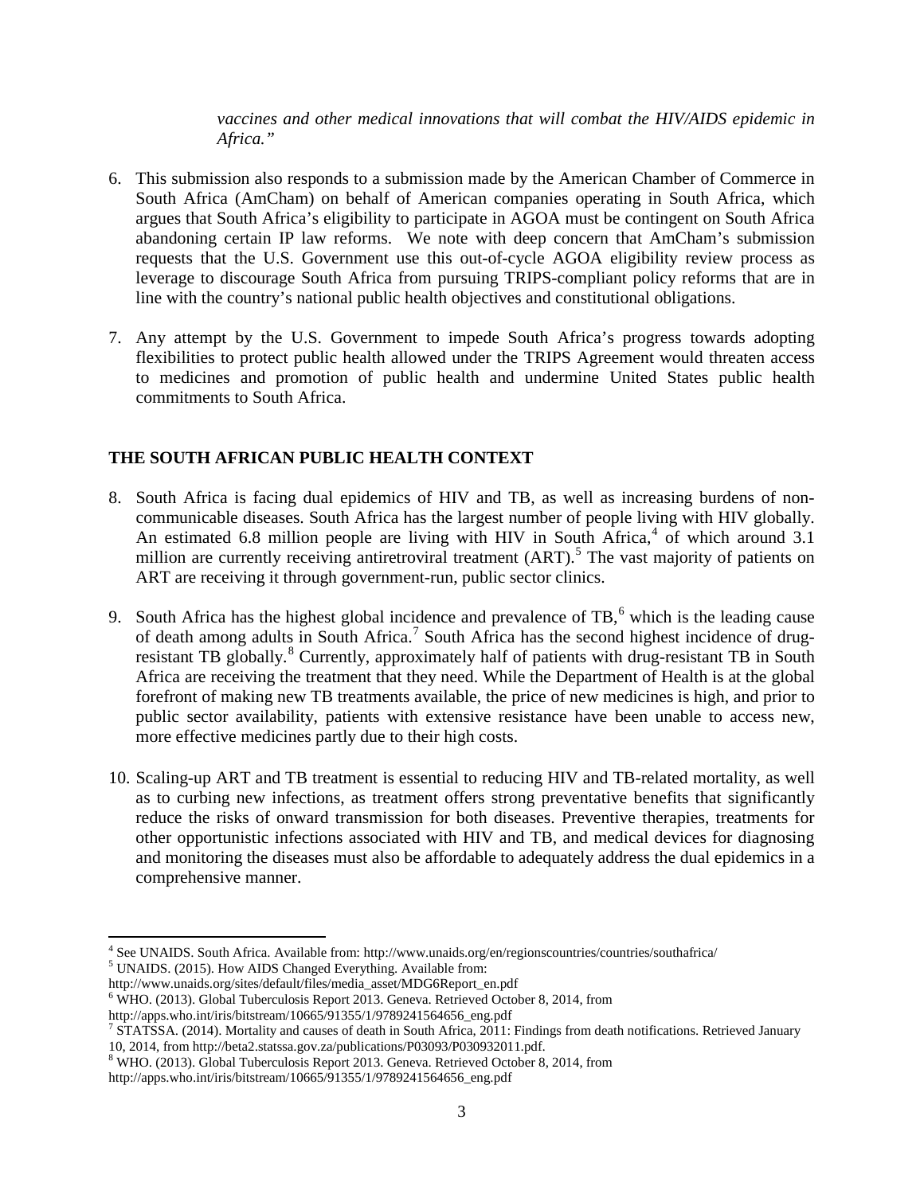*vaccines and other medical innovations that will combat the HIV/AIDS epidemic in Africa."*

6. This submission also responds to a submission made by the American Chamber of Commerce in South Africa (AmCham) on behalf of American companies operating in South Africa, which argues that South Africa's eligibility to participate in AGOA must be contingent on South Africa abandoning certain IP law reforms. We note with deep concern that AmCham's submission requests that the U.S. Government use this out-of-cycle AGOA eligibility review process as leverage to discourage South Africa from pursuing TRIPS-compliant policy reforms that are in line with the country's national public health objectives and constitutional obligations.

7. Any attempt by the U.S. Government to impede South Africa's progress towards adopting flexibilities to protect public health allowed under the TRIPS Agreement would threaten access to medicines and promotion of public health and undermine United States public health commitments to South Africa.

## THE SOUTH AFRICAN PUBLIC HEALTH CONTEXT

8. South Africa is facing dual epidemics of HIV and TB, as well as increasing burdens of non-communicable diseases. South Africa has the largest number of people living with HIV globally. An estimated 6.8 million people are living with HIV in South Africa,[4] of which around 3.1 million are currently receiving antiretroviral treatment (ART).[5] The vast majority of patients on ART are receiving it through government-run, public sector clinics.

9. South Africa has the highest global incidence and prevalence of TB,[6] which is the leading cause of death among adults in South Africa.[7] South Africa has the second highest incidence of drug-resistant TB globally.[8] Currently, approximately half of patients with drug-resistant TB in South Africa are receiving the treatment that they need. While the Department of Health is at the global forefront of making new TB treatments available, the price of new medicines is high, and prior to public sector availability, patients with extensive resistance have been unable to access new, more effective medicines partly due to their high costs.

10. Scaling-up ART and TB treatment is essential to reducing HIV and TB-related mortality, as well as to curbing new infections, as treatment offers strong preventative benefits that significantly reduce the risks of onward transmission for both diseases. Preventive therapies, treatments for other opportunistic infections associated with HIV and TB, and medical devices for diagnosing and monitoring the diseases must also be affordable to adequately address the dual epidemics in a comprehensive manner.

---

[4] See UNAIDS. South Africa. Available from: http://www.unaids.org/en/regionscountries/countries/southafrica/

[5] UNAIDS. (2015). How AIDS Changed Everything. Available from: http://www.unaids.org/sites/default/files/media_asset/MDG6Report_en.pdf

[6] WHO. (2013). Global Tuberculosis Report 2013. Geneva. Retrieved October 8, 2014, from http://apps.who.int/iris/bitstream/10665/91355/1/9789241564656_eng.pdf

[7] STATSSA. (2014). Mortality and causes of death in South Africa, 2011: Findings from death notifications. Retrieved January 10, 2014, from http://beta2.statssa.gov.za/publications/P03093/P030932011.pdf.

[8] WHO. (2013). Global Tuberculosis Report 2013. Geneva. Retrieved October 8, 2014, from http://apps.who.int/iris/bitstream/10665/91355/1/9789241564656_eng.pdf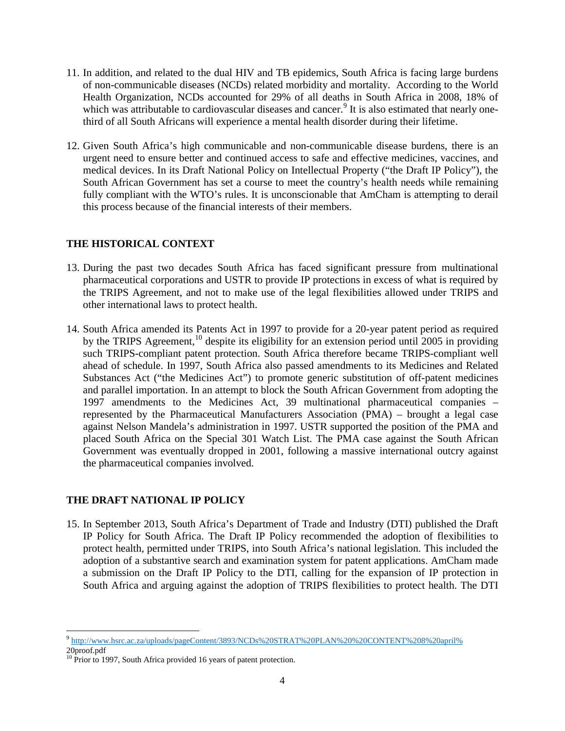11. In addition, and related to the dual HIV and TB epidemics, South Africa is facing large burdens of non-communicable diseases (NCDs) related morbidity and mortality. According to the World Health Organization, NCDs accounted for 29% of all deaths in South Africa in 2008, 18% of which was attributable to cardiovascular diseases and cancer.[9] It is also estimated that nearly one-third of all South Africans will experience a mental health disorder during their lifetime.

12. Given South Africa's high communicable and non-communicable disease burdens, there is an urgent need to ensure better and continued access to safe and effective medicines, vaccines, and medical devices. In its Draft National Policy on Intellectual Property ("the Draft IP Policy"), the South African Government has set a course to meet the country's health needs while remaining fully compliant with the WTO's rules. It is unconscionable that AmCham is attempting to derail this process because of the financial interests of their members.

## THE HISTORICAL CONTEXT

13. During the past two decades South Africa has faced significant pressure from multinational pharmaceutical corporations and USTR to provide IP protections in excess of what is required by the TRIPS Agreement, and not to make use of the legal flexibilities allowed under TRIPS and other international laws to protect health.

14. South Africa amended its Patents Act in 1997 to provide for a 20-year patent period as required by the TRIPS Agreement,[10] despite its eligibility for an extension period until 2005 in providing such TRIPS-compliant patent protection. South Africa therefore became TRIPS-compliant well ahead of schedule. In 1997, South Africa also passed amendments to its Medicines and Related Substances Act ("the Medicines Act") to promote generic substitution of off-patent medicines and parallel importation. In an attempt to block the South African Government from adopting the 1997 amendments to the Medicines Act, 39 multinational pharmaceutical companies – represented by the Pharmaceutical Manufacturers Association (PMA) – brought a legal case against Nelson Mandela's administration in 1997. USTR supported the position of the PMA and placed South Africa on the Special 301 Watch List. The PMA case against the South African Government was eventually dropped in 2001, following a massive international outcry against the pharmaceutical companies involved.

## THE DRAFT NATIONAL IP POLICY

15. In September 2013, South Africa's Department of Trade and Industry (DTI) published the Draft IP Policy for South Africa. The Draft IP Policy recommended the adoption of flexibilities to protect health, permitted under TRIPS, into South Africa's national legislation. This included the adoption of a substantive search and examination system for patent applications. AmCham made a submission on the Draft IP Policy to the DTI, calling for the expansion of IP protection in South Africa and arguing against the adoption of TRIPS flexibilities to protect health. The DTI

---

[9] http://www.hsrc.ac.za/uploads/pageContent/3893/NCDs%20STRAT%20PLAN%20%20CONTENT%208%20april%20proof.pdf

[10] Prior to 1997, South Africa provided 16 years of patent protection.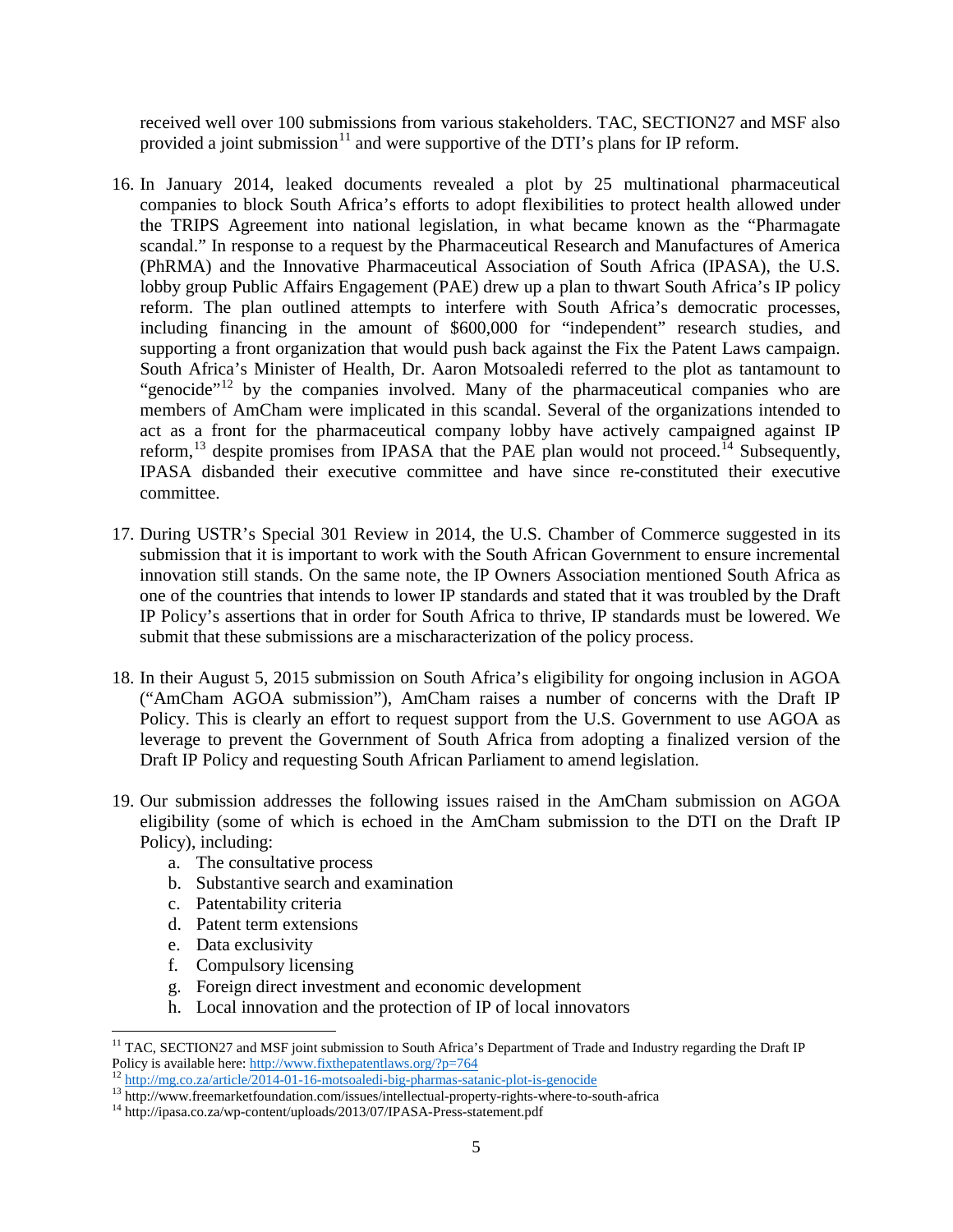received well over 100 submissions from various stakeholders. TAC, SECTION27 and MSF also provided a joint submission[11] and were supportive of the DTI's plans for IP reform.

16. In January 2014, leaked documents revealed a plot by 25 multinational pharmaceutical companies to block South Africa's efforts to adopt flexibilities to protect health allowed under the TRIPS Agreement into national legislation, in what became known as the "Pharmagate scandal." In response to a request by the Pharmaceutical Research and Manufactures of America (PhRMA) and the Innovative Pharmaceutical Association of South Africa (IPASA), the U.S. lobby group Public Affairs Engagement (PAE) drew up a plan to thwart South Africa's IP policy reform. The plan outlined attempts to interfere with South Africa's democratic processes, including financing in the amount of $600,000 for "independent" research studies, and supporting a front organization that would push back against the Fix the Patent Laws campaign. South Africa's Minister of Health, Dr. Aaron Motsoaledi referred to the plot as tantamount to "genocide"[12] by the companies involved. Many of the pharmaceutical companies who are members of AmCham were implicated in this scandal. Several of the organizations intended to act as a front for the pharmaceutical company lobby have actively campaigned against IP reform,[13] despite promises from IPASA that the PAE plan would not proceed.[14] Subsequently, IPASA disbanded their executive committee and have since re-constituted their executive committee.

17. During USTR's Special 301 Review in 2014, the U.S. Chamber of Commerce suggested in its submission that it is important to work with the South African Government to ensure incremental innovation still stands. On the same note, the IP Owners Association mentioned South Africa as one of the countries that intends to lower IP standards and stated that it was troubled by the Draft IP Policy's assertions that in order for South Africa to thrive, IP standards must be lowered. We submit that these submissions are a mischaracterization of the policy process.

18. In their August 5, 2015 submission on South Africa's eligibility for ongoing inclusion in AGOA ("AmCham AGOA submission"), AmCham raises a number of concerns with the Draft IP Policy. This is clearly an effort to request support from the U.S. Government to use AGOA as leverage to prevent the Government of South Africa from adopting a finalized version of the Draft IP Policy and requesting South African Parliament to amend legislation.

19. Our submission addresses the following issues raised in the AmCham submission on AGOA eligibility (some of which is echoed in the AmCham submission to the DTI on the Draft IP Policy), including:
    a. The consultative process
    b. Substantive search and examination
    c. Patentability criteria
    d. Patent term extensions
    e. Data exclusivity
    f. Compulsory licensing
    g. Foreign direct investment and economic development
    h. Local innovation and the protection of IP of local innovators

---

[11] TAC, SECTION27 and MSF joint submission to South Africa's Department of Trade and Industry regarding the Draft IP Policy is available here: http://www.fixthepatentlaws.org/?p=764

[12] http://mg.co.za/article/2014-01-16-motsoaledi-big-pharmas-satanic-plot-is-genocide

[13] http://www.freemarketfoundation.com/issues/intellectual-property-rights-where-to-south-africa

[14] http://ipasa.co.za/wp-content/uploads/2013/07/IPASA-Press-statement.pdf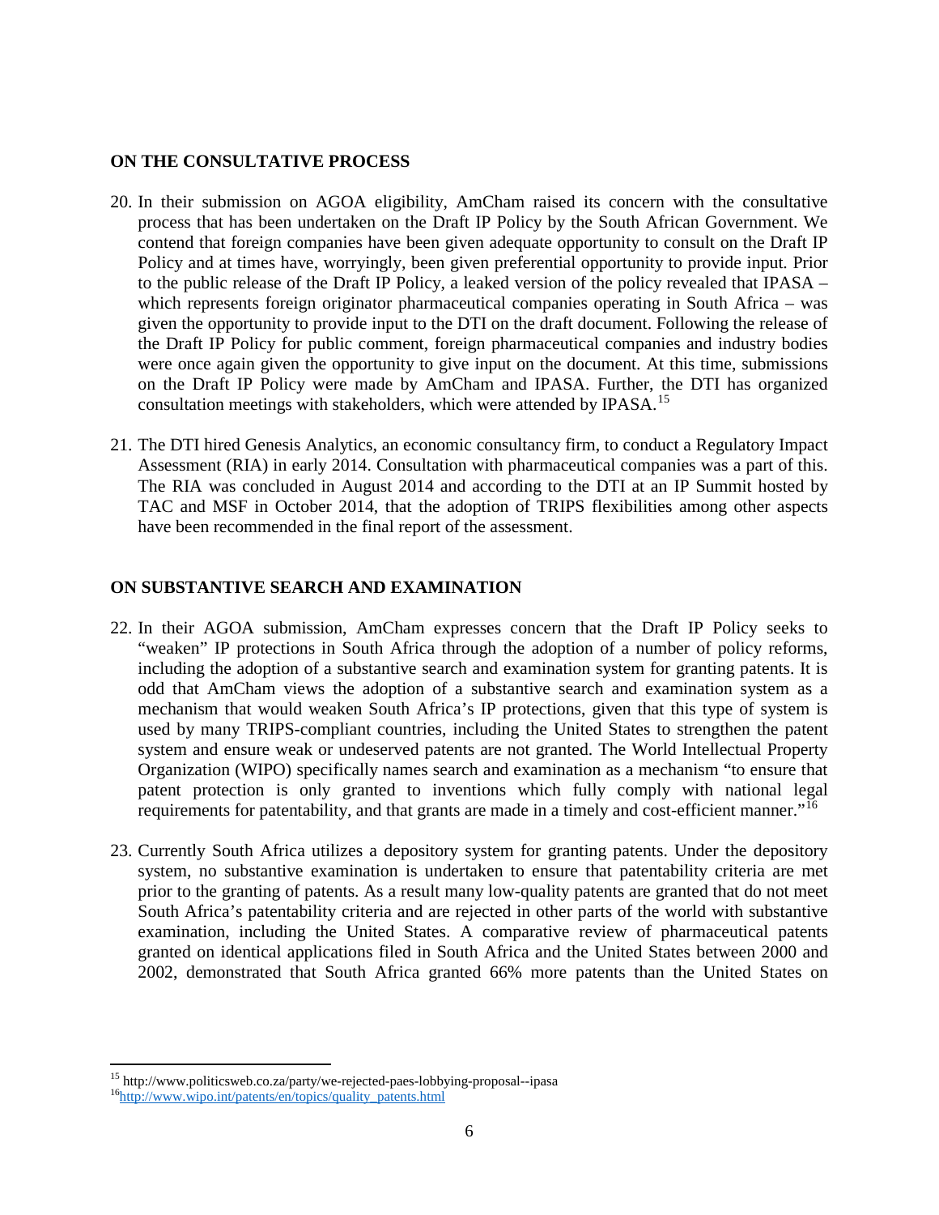**ON THE CONSULTATIVE PROCESS**

20. In their submission on AGOA eligibility, AmCham raised its concern with the consultative process that has been undertaken on the Draft IP Policy by the South African Government. We contend that foreign companies have been given adequate opportunity to consult on the Draft IP Policy and at times have, worryingly, been given preferential opportunity to provide input. Prior to the public release of the Draft IP Policy, a leaked version of the policy revealed that IPASA – which represents foreign originator pharmaceutical companies operating in South Africa – was given the opportunity to provide input to the DTI on the draft document. Following the release of the Draft IP Policy for public comment, foreign pharmaceutical companies and industry bodies were once again given the opportunity to give input on the document. At this time, submissions on the Draft IP Policy were made by AmCham and IPASA. Further, the DTI has organized consultation meetings with stakeholders, which were attended by IPASA.[15]

21. The DTI hired Genesis Analytics, an economic consultancy firm, to conduct a Regulatory Impact Assessment (RIA) in early 2014. Consultation with pharmaceutical companies was a part of this. The RIA was concluded in August 2014 and according to the DTI at an IP Summit hosted by TAC and MSF in October 2014, that the adoption of TRIPS flexibilities among other aspects have been recommended in the final report of the assessment.

**ON SUBSTANTIVE SEARCH AND EXAMINATION**

22. In their AGOA submission, AmCham expresses concern that the Draft IP Policy seeks to "weaken" IP protections in South Africa through the adoption of a number of policy reforms, including the adoption of a substantive search and examination system for granting patents. It is odd that AmCham views the adoption of a substantive search and examination system as a mechanism that would weaken South Africa's IP protections, given that this type of system is used by many TRIPS-compliant countries, including the United States to strengthen the patent system and ensure weak or undeserved patents are not granted. The World Intellectual Property Organization (WIPO) specifically names search and examination as a mechanism "to ensure that patent protection is only granted to inventions which fully comply with national legal requirements for patentability, and that grants are made in a timely and cost-efficient manner."[16]

23. Currently South Africa utilizes a depository system for granting patents. Under the depository system, no substantive examination is undertaken to ensure that patentability criteria are met prior to the granting of patents. As a result many low-quality patents are granted that do not meet South Africa's patentability criteria and are rejected in other parts of the world with substantive examination, including the United States. A comparative review of pharmaceutical patents granted on identical applications filed in South Africa and the United States between 2000 and 2002, demonstrated that South Africa granted 66% more patents than the United States on

---

[15] http://www.politicsweb.co.za/party/we-rejected-paes-lobbying-proposal--ipasa

[16] http://www.wipo.int/patents/en/topics/quality_patents.html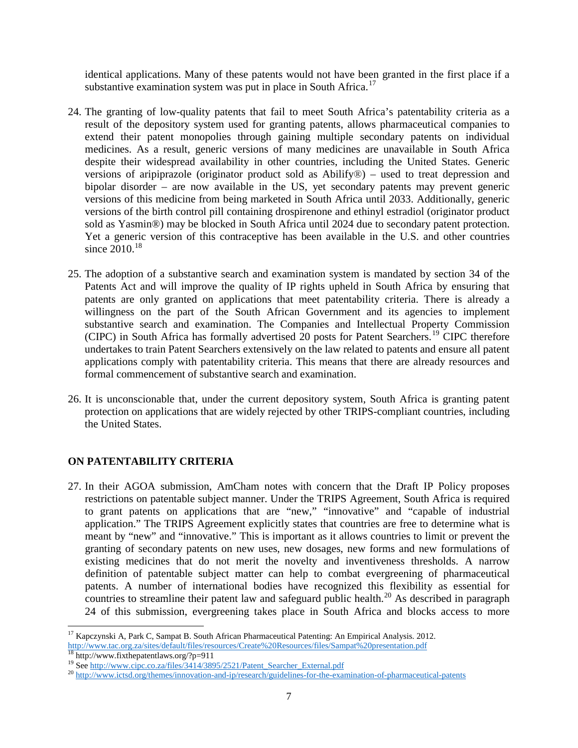identical applications. Many of these patents would not have been granted in the first place if a substantive examination system was put in place in South Africa.[17]

24. The granting of low-quality patents that fail to meet South Africa's patentability criteria as a result of the depository system used for granting patents, allows pharmaceutical companies to extend their patent monopolies through gaining multiple secondary patents on individual medicines. As a result, generic versions of many medicines are unavailable in South Africa despite their widespread availability in other countries, including the United States. Generic versions of aripiprazole (originator product sold as Abilify®) – used to treat depression and bipolar disorder – are now available in the US, yet secondary patents may prevent generic versions of this medicine from being marketed in South Africa until 2033. Additionally, generic versions of the birth control pill containing drospirenone and ethinyl estradiol (originator product sold as Yasmin®) may be blocked in South Africa until 2024 due to secondary patent protection. Yet a generic version of this contraceptive has been available in the U.S. and other countries since 2010.[18]

25. The adoption of a substantive search and examination system is mandated by section 34 of the Patents Act and will improve the quality of IP rights upheld in South Africa by ensuring that patents are only granted on applications that meet patentability criteria. There is already a willingness on the part of the South African Government and its agencies to implement substantive search and examination. The Companies and Intellectual Property Commission (CIPC) in South Africa has formally advertised 20 posts for Patent Searchers.[19] CIPC therefore undertakes to train Patent Searchers extensively on the law related to patents and ensure all patent applications comply with patentability criteria. This means that there are already resources and formal commencement of substantive search and examination.

26. It is unconscionable that, under the current depository system, South Africa is granting patent protection on applications that are widely rejected by other TRIPS-compliant countries, including the United States.

## ON PATENTABILITY CRITERIA

27. In their AGOA submission, AmCham notes with concern that the Draft IP Policy proposes restrictions on patentable subject manner. Under the TRIPS Agreement, South Africa is required to grant patents on applications that are "new," "innovative" and "capable of industrial application." The TRIPS Agreement explicitly states that countries are free to determine what is meant by "new" and "innovative." This is important as it allows countries to limit or prevent the granting of secondary patents on new uses, new dosages, new forms and new formulations of existing medicines that do not merit the novelty and inventiveness thresholds. A narrow definition of patentable subject matter can help to combat evergreening of pharmaceutical patents. A number of international bodies have recognized this flexibility as essential for countries to streamline their patent law and safeguard public health.[20] As described in paragraph 24 of this submission, evergreening takes place in South Africa and blocks access to more

---

[17] Kapczynski A, Park C, Sampat B. South African Pharmaceutical Patenting: An Empirical Analysis. 2012. http://www.tac.org.za/sites/default/files/resources/Create%20Resources/files/Sampat%20presentation.pdf

[18] http://www.fixthepatentlaws.org/?p=911

[19] See http://www.cipc.co.za/files/3414/3895/2521/Patent_Searcher_External.pdf

[20] http://www.ictsd.org/themes/innovation-and-ip/research/guidelines-for-the-examination-of-pharmaceutical-patents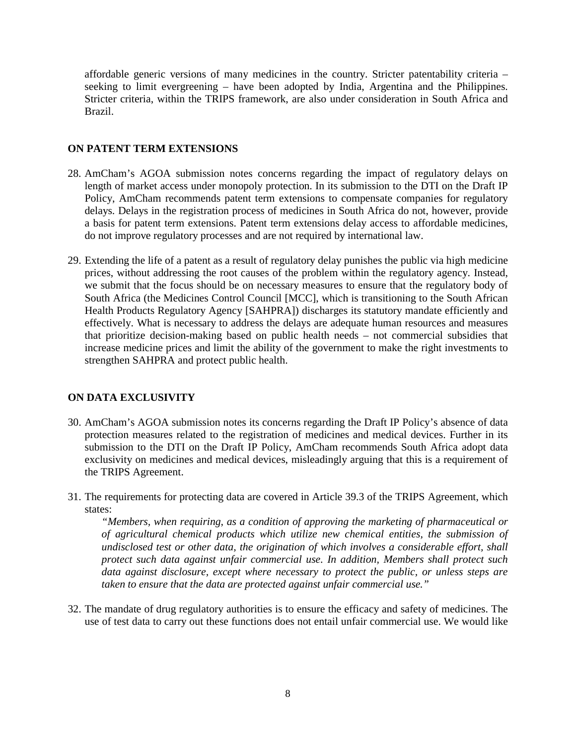affordable generic versions of many medicines in the country. Stricter patentability criteria – seeking to limit evergreening – have been adopted by India, Argentina and the Philippines. Stricter criteria, within the TRIPS framework, are also under consideration in South Africa and Brazil.

**ON PATENT TERM EXTENSIONS**

28. AmCham's AGOA submission notes concerns regarding the impact of regulatory delays on length of market access under monopoly protection. In its submission to the DTI on the Draft IP Policy, AmCham recommends patent term extensions to compensate companies for regulatory delays. Delays in the registration process of medicines in South Africa do not, however, provide a basis for patent term extensions. Patent term extensions delay access to affordable medicines, do not improve regulatory processes and are not required by international law.

29. Extending the life of a patent as a result of regulatory delay punishes the public via high medicine prices, without addressing the root causes of the problem within the regulatory agency. Instead, we submit that the focus should be on necessary measures to ensure that the regulatory body of South Africa (the Medicines Control Council [MCC], which is transitioning to the South African Health Products Regulatory Agency [SAHPRA]) discharges its statutory mandate efficiently and effectively. What is necessary to address the delays are adequate human resources and measures that prioritize decision-making based on public health needs – not commercial subsidies that increase medicine prices and limit the ability of the government to make the right investments to strengthen SAHPRA and protect public health.

**ON DATA EXCLUSIVITY**

30. AmCham's AGOA submission notes its concerns regarding the Draft IP Policy's absence of data protection measures related to the registration of medicines and medical devices. Further in its submission to the DTI on the Draft IP Policy, AmCham recommends South Africa adopt data exclusivity on medicines and medical devices, misleadingly arguing that this is a requirement of the TRIPS Agreement.

31. The requirements for protecting data are covered in Article 39.3 of the TRIPS Agreement, which states:

    *"Members, when requiring, as a condition of approving the marketing of pharmaceutical or of agricultural chemical products which utilize new chemical entities, the submission of undisclosed test or other data, the origination of which involves a considerable effort, shall protect such data against unfair commercial use. In addition, Members shall protect such data against disclosure, except where necessary to protect the public, or unless steps are taken to ensure that the data are protected against unfair commercial use."*

32. The mandate of drug regulatory authorities is to ensure the efficacy and safety of medicines. The use of test data to carry out these functions does not entail unfair commercial use. We would like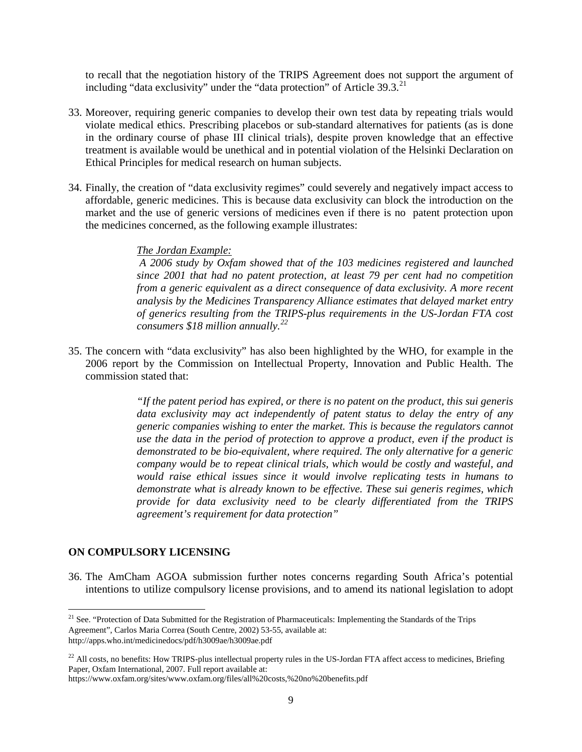to recall that the negotiation history of the TRIPS Agreement does not support the argument of including "data exclusivity" under the "data protection" of Article 39.3.[21]

33. Moreover, requiring generic companies to develop their own test data by repeating trials would violate medical ethics. Prescribing placebos or sub-standard alternatives for patients (as is done in the ordinary course of phase III clinical trials), despite proven knowledge that an effective treatment is available would be unethical and in potential violation of the Helsinki Declaration on Ethical Principles for medical research on human subjects.

34. Finally, the creation of "data exclusivity regimes" could severely and negatively impact access to affordable, generic medicines. This is because data exclusivity can block the introduction on the market and the use of generic versions of medicines even if there is no patent protection upon the medicines concerned, as the following example illustrates:

> *The Jordan Example:*
>
> *A 2006 study by Oxfam showed that of the 103 medicines registered and launched since 2001 that had no patent protection, at least 79 per cent had no competition from a generic equivalent as a direct consequence of data exclusivity. A more recent analysis by the Medicines Transparency Alliance estimates that delayed market entry of generics resulting from the TRIPS-plus requirements in the US-Jordan FTA cost consumers $18 million annually.*[22]

35. The concern with "data exclusivity" has also been highlighted by the WHO, for example in the 2006 report by the Commission on Intellectual Property, Innovation and Public Health. The commission stated that:

> *"If the patent period has expired, or there is no patent on the product, this sui generis data exclusivity may act independently of patent status to delay the entry of any generic companies wishing to enter the market. This is because the regulators cannot use the data in the period of protection to approve a product, even if the product is demonstrated to be bio-equivalent, where required. The only alternative for a generic company would be to repeat clinical trials, which would be costly and wasteful, and would raise ethical issues since it would involve replicating tests in humans to demonstrate what is already known to be effective. These sui generis regimes, which provide for data exclusivity need to be clearly differentiated from the TRIPS agreement's requirement for data protection"*

## ON COMPULSORY LICENSING

36. The AmCham AGOA submission further notes concerns regarding South Africa's potential intentions to utilize compulsory license provisions, and to amend its national legislation to adopt

---

[21] See. "Protection of Data Submitted for the Registration of Pharmaceuticals: Implementing the Standards of the Trips Agreement", Carlos Maria Correa (South Centre, 2002) 53-55, available at: http://apps.who.int/medicinedocs/pdf/h3009ae/h3009ae.pdf

[22] All costs, no benefits: How TRIPS-plus intellectual property rules in the US-Jordan FTA affect access to medicines, Briefing Paper, Oxfam International, 2007. Full report available at: https://www.oxfam.org/sites/www.oxfam.org/files/all%20costs,%20no%20benefits.pdf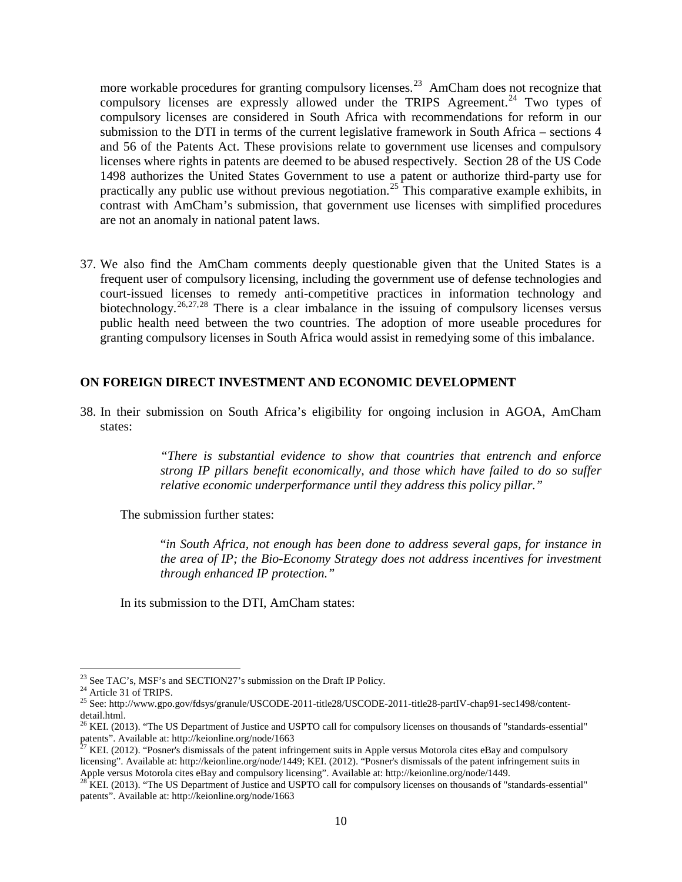more workable procedures for granting compulsory licenses.[23] AmCham does not recognize that compulsory licenses are expressly allowed under the TRIPS Agreement.[24] Two types of compulsory licenses are considered in South Africa with recommendations for reform in our submission to the DTI in terms of the current legislative framework in South Africa – sections 4 and 56 of the Patents Act. These provisions relate to government use licenses and compulsory licenses where rights in patents are deemed to be abused respectively. Section 28 of the US Code 1498 authorizes the United States Government to use a patent or authorize third-party use for practically any public use without previous negotiation.[25] This comparative example exhibits, in contrast with AmCham's submission, that government use licenses with simplified procedures are not an anomaly in national patent laws.

37. We also find the AmCham comments deeply questionable given that the United States is a frequent user of compulsory licensing, including the government use of defense technologies and court-issued licenses to remedy anti-competitive practices in information technology and biotechnology.[26,27,28] There is a clear imbalance in the issuing of compulsory licenses versus public health need between the two countries. The adoption of more useable procedures for granting compulsory licenses in South Africa would assist in remedying some of this imbalance.

## ON FOREIGN DIRECT INVESTMENT AND ECONOMIC DEVELOPMENT

38. In their submission on South Africa's eligibility for ongoing inclusion in AGOA, AmCham states:

> *"There is substantial evidence to show that countries that entrench and enforce strong IP pillars benefit economically, and those which have failed to do so suffer relative economic underperformance until they address this policy pillar."*

The submission further states:

> "*in South Africa, not enough has been done to address several gaps, for instance in the area of IP; the Bio-Economy Strategy does not address incentives for investment through enhanced IP protection."*

In its submission to the DTI, AmCham states:

---

[23] See TAC's, MSF's and SECTION27's submission on the Draft IP Policy.

[24] Article 31 of TRIPS.

[25] See: http://www.gpo.gov/fdsys/granule/USCODE-2011-title28/USCODE-2011-title28-partIV-chap91-sec1498/content-detail.html.

[26] KEI. (2013). "The US Department of Justice and USPTO call for compulsory licenses on thousands of "standards-essential" patents". Available at: http://keionline.org/node/1663

[27] KEI. (2012). "Posner's dismissals of the patent infringement suits in Apple versus Motorola cites eBay and compulsory licensing". Available at: http://keionline.org/node/1449; KEI. (2012). "Posner's dismissals of the patent infringement suits in Apple versus Motorola cites eBay and compulsory licensing". Available at: http://keionline.org/node/1449.

[28] KEI. (2013). "The US Department of Justice and USPTO call for compulsory licenses on thousands of "standards-essential" patents". Available at: http://keionline.org/node/1663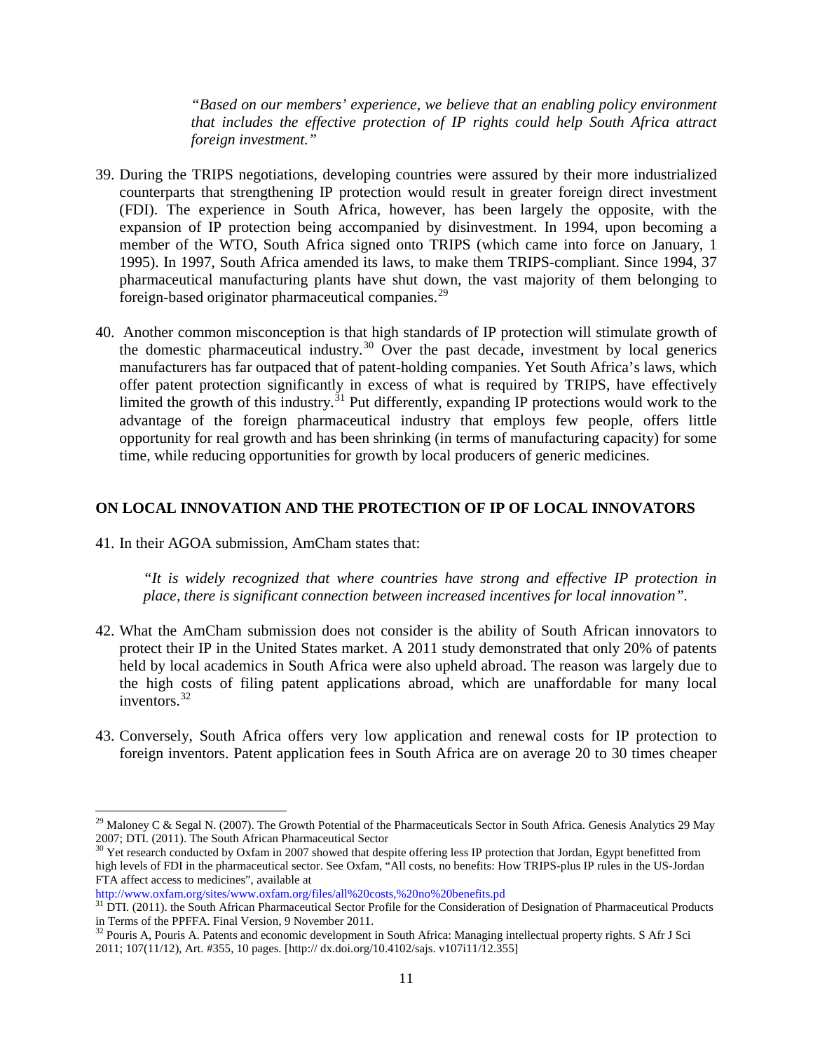> *"Based on our members' experience, we believe that an enabling policy environment that includes the effective protection of IP rights could help South Africa attract foreign investment."*

39. During the TRIPS negotiations, developing countries were assured by their more industrialized counterparts that strengthening IP protection would result in greater foreign direct investment (FDI). The experience in South Africa, however, has been largely the opposite, with the expansion of IP protection being accompanied by disinvestment. In 1994, upon becoming a member of the WTO, South Africa signed onto TRIPS (which came into force on January, 1 1995). In 1997, South Africa amended its laws, to make them TRIPS-compliant. Since 1994, 37 pharmaceutical manufacturing plants have shut down, the vast majority of them belonging to foreign-based originator pharmaceutical companies.[29]

40. Another common misconception is that high standards of IP protection will stimulate growth of the domestic pharmaceutical industry.[30] Over the past decade, investment by local generics manufacturers has far outpaced that of patent-holding companies. Yet South Africa's laws, which offer patent protection significantly in excess of what is required by TRIPS, have effectively limited the growth of this industry.[31] Put differently, expanding IP protections would work to the advantage of the foreign pharmaceutical industry that employs few people, offers little opportunity for real growth and has been shrinking (in terms of manufacturing capacity) for some time, while reducing opportunities for growth by local producers of generic medicines.

## ON LOCAL INNOVATION AND THE PROTECTION OF IP OF LOCAL INNOVATORS

41. In their AGOA submission, AmCham states that:

> *"It is widely recognized that where countries have strong and effective IP protection in place, there is significant connection between increased incentives for local innovation".*

42. What the AmCham submission does not consider is the ability of South African innovators to protect their IP in the United States market. A 2011 study demonstrated that only 20% of patents held by local academics in South Africa were also upheld abroad. The reason was largely due to the high costs of filing patent applications abroad, which are unaffordable for many local inventors.[32]

43. Conversely, South Africa offers very low application and renewal costs for IP protection to foreign inventors. Patent application fees in South Africa are on average 20 to 30 times cheaper

---

[29] Maloney C & Segal N. (2007). The Growth Potential of the Pharmaceuticals Sector in South Africa. Genesis Analytics 29 May 2007; DTI. (2011). The South African Pharmaceutical Sector

[30] Yet research conducted by Oxfam in 2007 showed that despite offering less IP protection that Jordan, Egypt benefitted from high levels of FDI in the pharmaceutical sector. See Oxfam, "All costs, no benefits: How TRIPS-plus IP rules in the US-Jordan FTA affect access to medicines", available at http://www.oxfam.org/sites/www.oxfam.org/files/all%20costs,%20no%20benefits.pd

[31] DTI. (2011). the South African Pharmaceutical Sector Profile for the Consideration of Designation of Pharmaceutical Products in Terms of the PPFFA. Final Version, 9 November 2011.

[32] Pouris A, Pouris A. Patents and economic development in South Africa: Managing intellectual property rights. S Afr J Sci 2011; 107(11/12), Art. #355, 10 pages. [http:// dx.doi.org/10.4102/sajs. v107i11/12.355]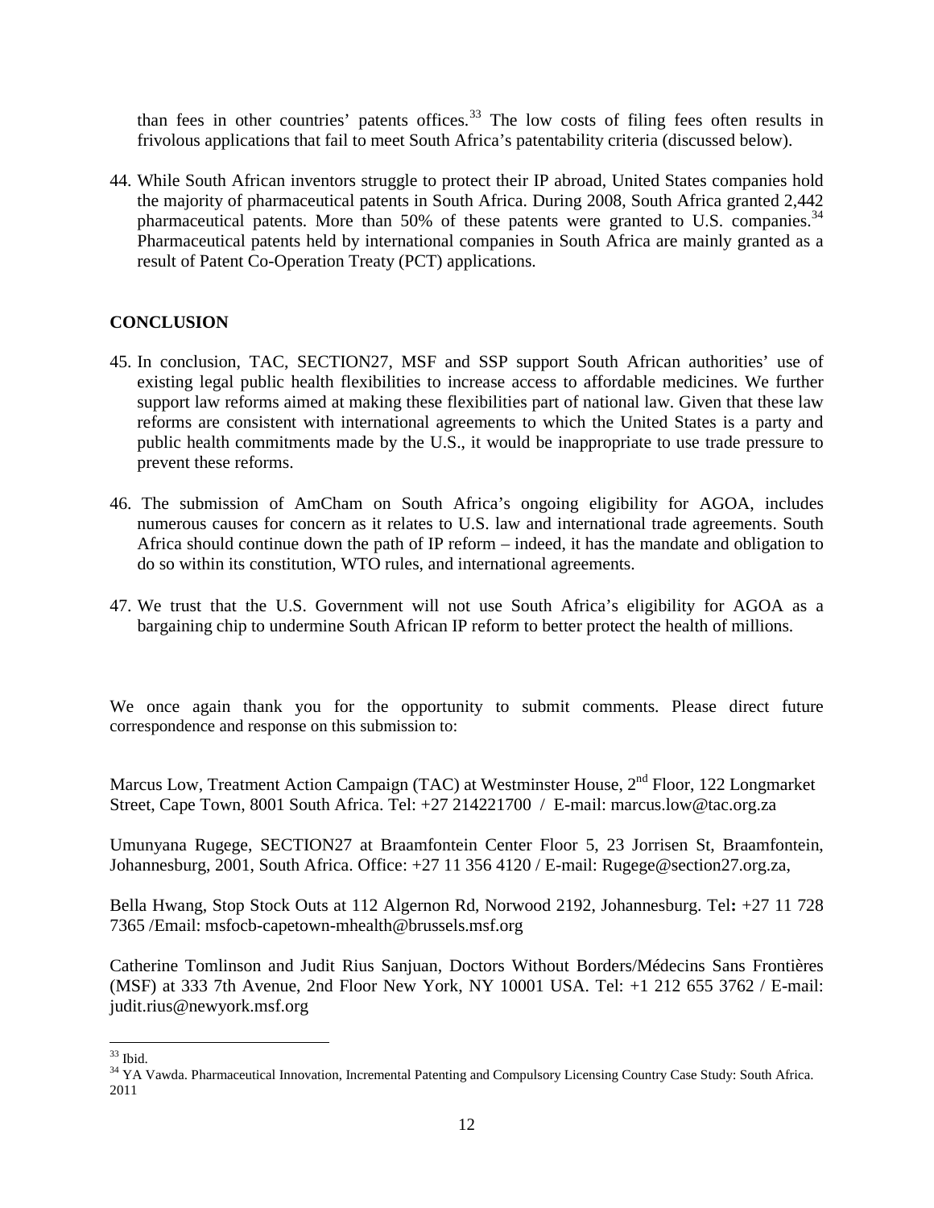than fees in other countries' patents offices.[33] The low costs of filing fees often results in frivolous applications that fail to meet South Africa's patentability criteria (discussed below).

44. While South African inventors struggle to protect their IP abroad, United States companies hold the majority of pharmaceutical patents in South Africa. During 2008, South Africa granted 2,442 pharmaceutical patents. More than 50% of these patents were granted to U.S. companies.[34] Pharmaceutical patents held by international companies in South Africa are mainly granted as a result of Patent Co-Operation Treaty (PCT) applications.

## CONCLUSION

45. In conclusion, TAC, SECTION27, MSF and SSP support South African authorities' use of existing legal public health flexibilities to increase access to affordable medicines. We further support law reforms aimed at making these flexibilities part of national law. Given that these law reforms are consistent with international agreements to which the United States is a party and public health commitments made by the U.S., it would be inappropriate to use trade pressure to prevent these reforms.

46. The submission of AmCham on South Africa's ongoing eligibility for AGOA, includes numerous causes for concern as it relates to U.S. law and international trade agreements. South Africa should continue down the path of IP reform – indeed, it has the mandate and obligation to do so within its constitution, WTO rules, and international agreements.

47. We trust that the U.S. Government will not use South Africa's eligibility for AGOA as a bargaining chip to undermine South African IP reform to better protect the health of millions.

We once again thank you for the opportunity to submit comments. Please direct future correspondence and response on this submission to:

Marcus Low, Treatment Action Campaign (TAC) at Westminster House, 2nd Floor, 122 Longmarket Street, Cape Town, 8001 South Africa. Tel: +27 214221700 / E-mail: marcus.low@tac.org.za

Umunyana Rugege, SECTION27 at Braamfontein Center Floor 5, 23 Jorrisen St, Braamfontein, Johannesburg, 2001, South Africa. Office: +27 11 356 4120 / E-mail: Rugege@section27.org.za,

Bella Hwang, Stop Stock Outs at 112 Algernon Rd, Norwood 2192, Johannesburg. Tel**:** +27 11 728 7365 /Email: msfocb-capetown-mhealth@brussels.msf.org

Catherine Tomlinson and Judit Rius Sanjuan, Doctors Without Borders/Médecins Sans Frontières (MSF) at 333 7th Avenue, 2nd Floor New York, NY 10001 USA. Tel: +1 212 655 3762 / E-mail: judit.rius@newyork.msf.org

---

[33] Ibid.

[34] YA Vawda. Pharmaceutical Innovation, Incremental Patenting and Compulsory Licensing Country Case Study: South Africa. 2011